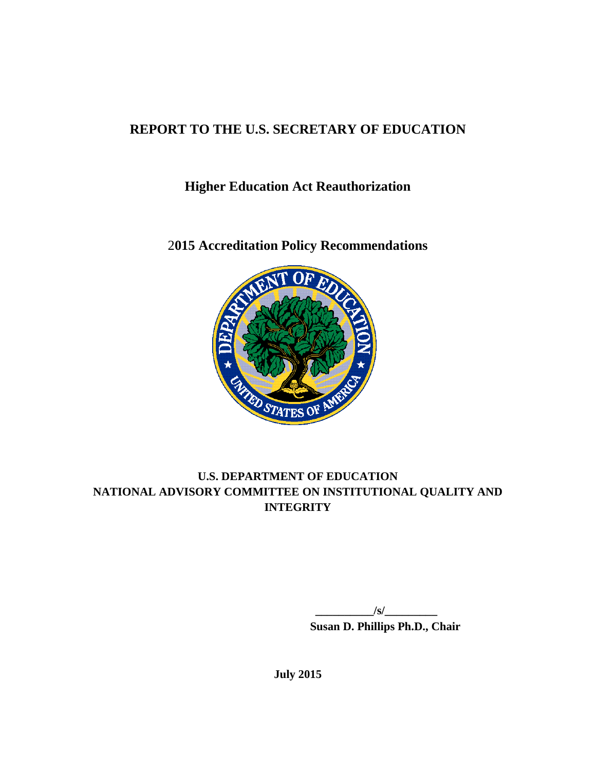# REPORT TO THE U.S. SECRETARY OF EDUCATION

## Higher Education Act Reauthorization

## 2015 Accreditation Policy Recommendations

**U.S. DEPARTMENT OF EDUCATION**
**NATIONAL ADVISORY COMMITTEE ON INSTITUTIONAL QUALITY AND INTEGRITY**

__________/s/_________
**Susan D. Phillips Ph.D., Chair**

**July 2015**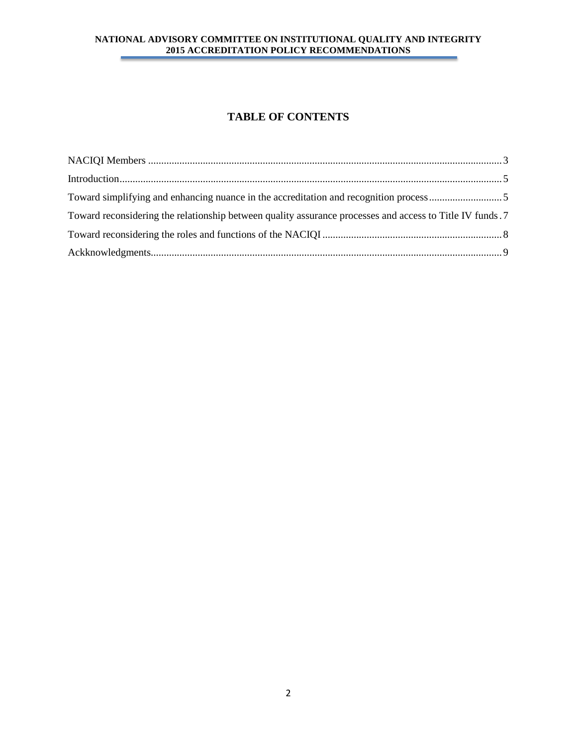# TABLE OF CONTENTS

NACIQI Members .......... 3

Introduction .......... 5

Toward simplifying and enhancing nuance in the accreditation and recognition process .......... 5

Toward reconsidering the relationship between quality assurance processes and access to Title IV funds .......... 7

Toward reconsidering the roles and functions of the NACIQI .......... 8

Ackknowledgments .......... 9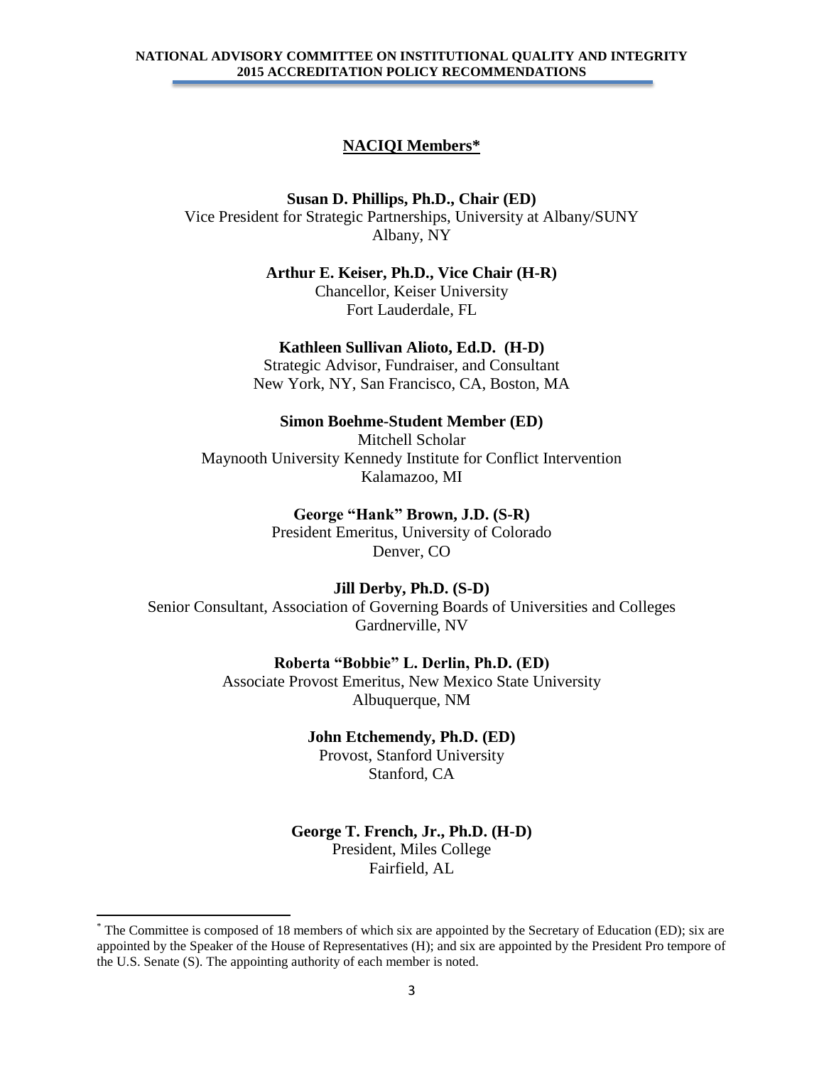## NACIQI Members*

**Susan D. Phillips, Ph.D., Chair (ED)**
Vice President for Strategic Partnerships, University at Albany/SUNY
Albany, NY

**Arthur E. Keiser, Ph.D., Vice Chair (H-R)**
Chancellor, Keiser University
Fort Lauderdale, FL

**Kathleen Sullivan Alioto, Ed.D. (H-D)**
Strategic Advisor, Fundraiser, and Consultant
New York, NY, San Francisco, CA, Boston, MA

**Simon Boehme-Student Member (ED)**
Mitchell Scholar
Maynooth University Kennedy Institute for Conflict Intervention
Kalamazoo, MI

**George "Hank" Brown, J.D. (S-R)**
President Emeritus, University of Colorado
Denver, CO

**Jill Derby, Ph.D. (S-D)**
Senior Consultant, Association of Governing Boards of Universities and Colleges
Gardnerville, NV

**Roberta "Bobbie" L. Derlin, Ph.D. (ED)**
Associate Provost Emeritus, New Mexico State University
Albuquerque, NM

**John Etchemendy, Ph.D. (ED)**
Provost, Stanford University
Stanford, CA

**George T. French, Jr., Ph.D. (H-D)**
President, Miles College
Fairfield, AL

---

* The Committee is composed of 18 members of which six are appointed by the Secretary of Education (ED); six are appointed by the Speaker of the House of Representatives (H); and six are appointed by the President Pro tempore of the U.S. Senate (S). The appointing authority of each member is noted.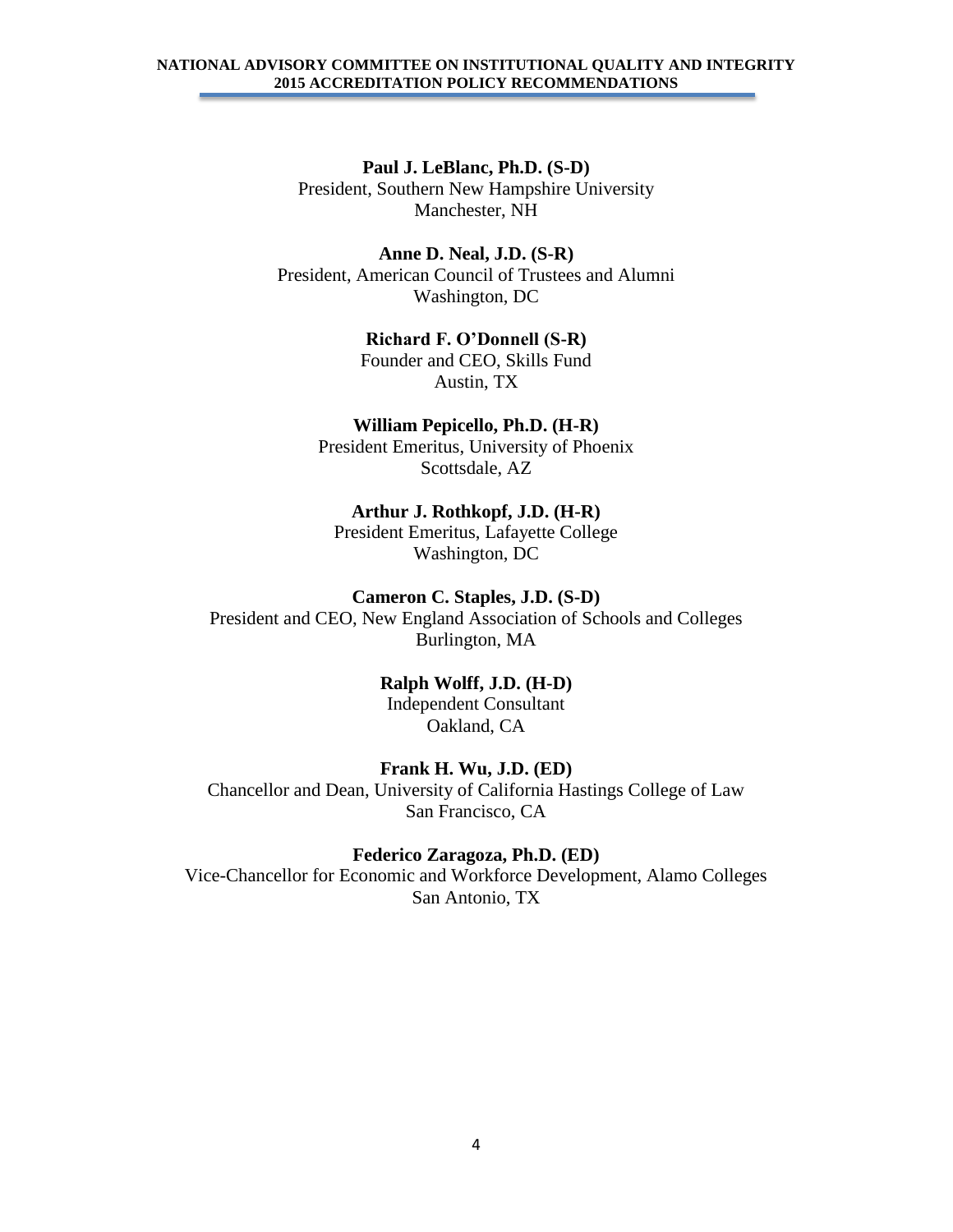**Paul J. LeBlanc, Ph.D. (S-D)**
President, Southern New Hampshire University
Manchester, NH

**Anne D. Neal, J.D. (S-R)**
President, American Council of Trustees and Alumni
Washington, DC

**Richard F. O'Donnell (S-R)**
Founder and CEO, Skills Fund
Austin, TX

**William Pepicello, Ph.D. (H-R)**
President Emeritus, University of Phoenix
Scottsdale, AZ

**Arthur J. Rothkopf, J.D. (H-R)**
President Emeritus, Lafayette College
Washington, DC

**Cameron C. Staples, J.D. (S-D)**
President and CEO, New England Association of Schools and Colleges
Burlington, MA

**Ralph Wolff, J.D. (H-D)**
Independent Consultant
Oakland, CA

**Frank H. Wu, J.D. (ED)**
Chancellor and Dean, University of California Hastings College of Law
San Francisco, CA

**Federico Zaragoza, Ph.D. (ED)**
Vice-Chancellor for Economic and Workforce Development, Alamo Colleges
San Antonio, TX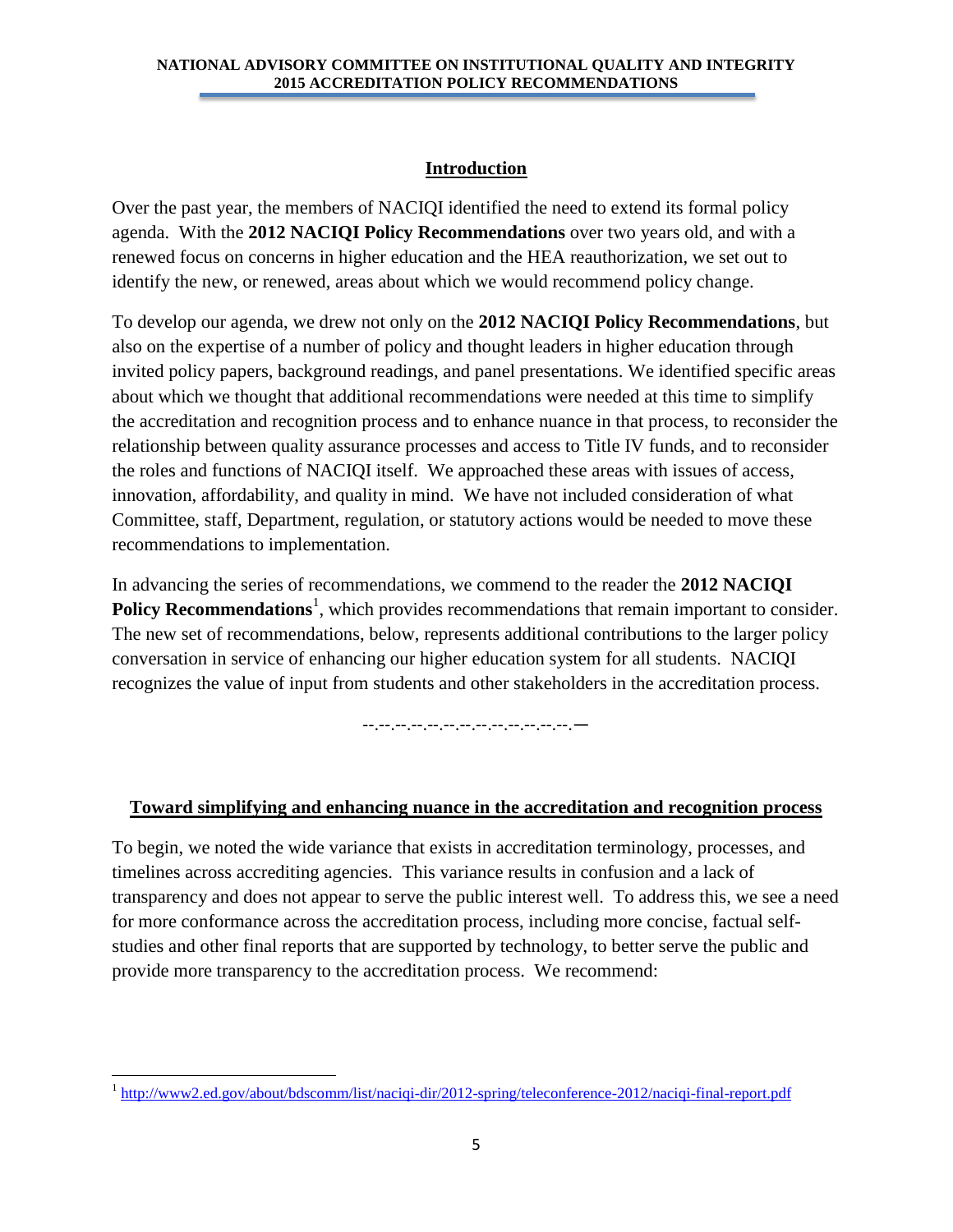## Introduction

Over the past year, the members of NACIQI identified the need to extend its formal policy agenda. With the **2012 NACIQI Policy Recommendations** over two years old, and with a renewed focus on concerns in higher education and the HEA reauthorization, we set out to identify the new, or renewed, areas about which we would recommend policy change.

To develop our agenda, we drew not only on the **2012 NACIQI Policy Recommendations**, but also on the expertise of a number of policy and thought leaders in higher education through invited policy papers, background readings, and panel presentations. We identified specific areas about which we thought that additional recommendations were needed at this time to simplify the accreditation and recognition process and to enhance nuance in that process, to reconsider the relationship between quality assurance processes and access to Title IV funds, and to reconsider the roles and functions of NACIQI itself. We approached these areas with issues of access, innovation, affordability, and quality in mind. We have not included consideration of what Committee, staff, Department, regulation, or statutory actions would be needed to move these recommendations to implementation.

In advancing the series of recommendations, we commend to the reader the **2012 NACIQI Policy Recommendations**[1], which provides recommendations that remain important to consider. The new set of recommendations, below, represents additional contributions to the larger policy conversation in service of enhancing our higher education system for all students. NACIQI recognizes the value of input from students and other stakeholders in the accreditation process.

--.--.--.--.--.--.--.--.--.--.--.--.--.—

## Toward simplifying and enhancing nuance in the accreditation and recognition process

To begin, we noted the wide variance that exists in accreditation terminology, processes, and timelines across accrediting agencies. This variance results in confusion and a lack of transparency and does not appear to serve the public interest well. To address this, we see a need for more conformance across the accreditation process, including more concise, factual self-studies and other final reports that are supported by technology, to better serve the public and provide more transparency to the accreditation process. We recommend:

[1] http://www2.ed.gov/about/bdscomm/list/naciqi-dir/2012-spring/teleconference-2012/naciqi-final-report.pdf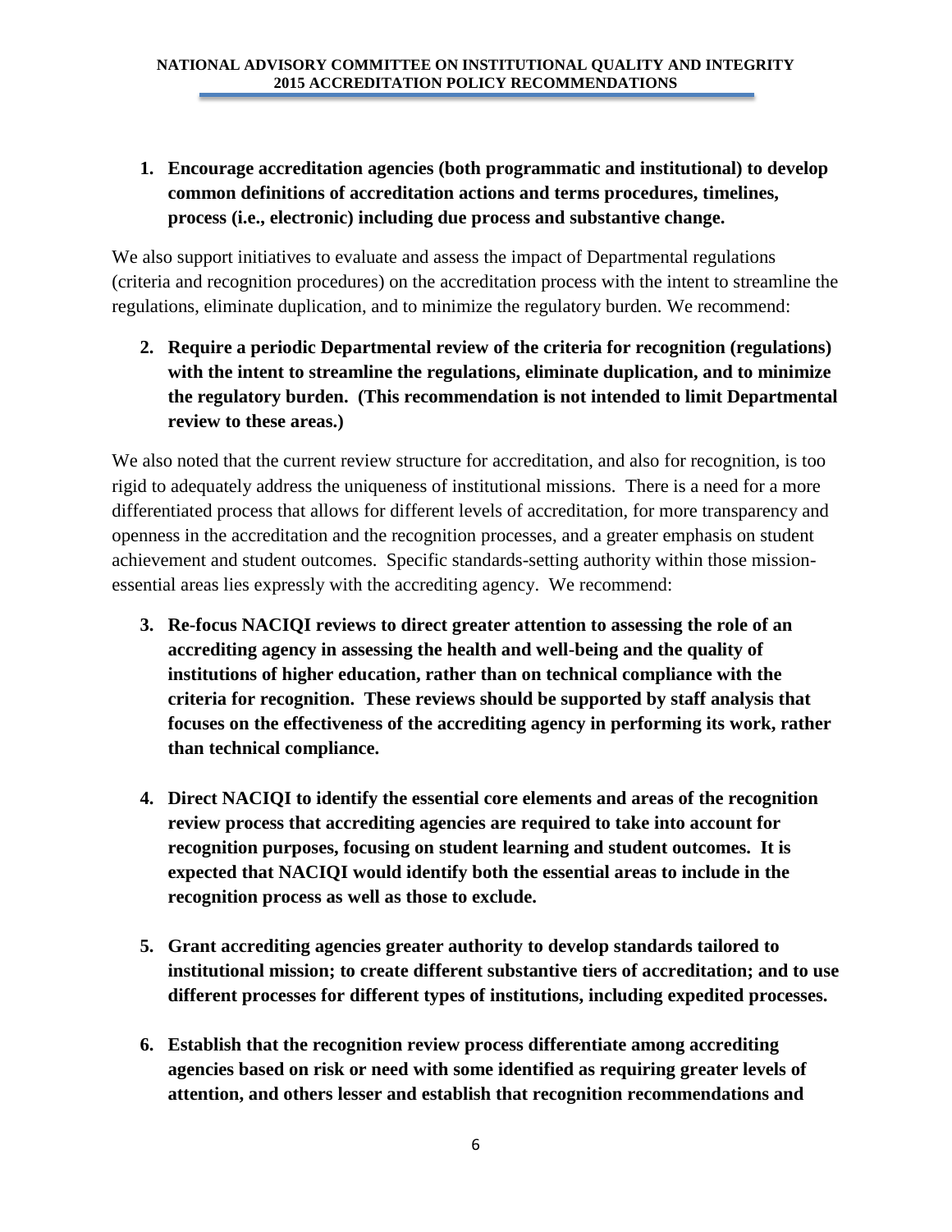1. **Encourage accreditation agencies (both programmatic and institutional) to develop common definitions of accreditation actions and terms procedures, timelines, process (i.e., electronic) including due process and substantive change.**

We also support initiatives to evaluate and assess the impact of Departmental regulations (criteria and recognition procedures) on the accreditation process with the intent to streamline the regulations, eliminate duplication, and to minimize the regulatory burden. We recommend:

2. **Require a periodic Departmental review of the criteria for recognition (regulations) with the intent to streamline the regulations, eliminate duplication, and to minimize the regulatory burden. (This recommendation is not intended to limit Departmental review to these areas.)**

We also noted that the current review structure for accreditation, and also for recognition, is too rigid to adequately address the uniqueness of institutional missions. There is a need for a more differentiated process that allows for different levels of accreditation, for more transparency and openness in the accreditation and the recognition processes, and a greater emphasis on student achievement and student outcomes. Specific standards-setting authority within those mission-essential areas lies expressly with the accrediting agency. We recommend:

3. **Re-focus NACIQI reviews to direct greater attention to assessing the role of an accrediting agency in assessing the health and well-being and the quality of institutions of higher education, rather than on technical compliance with the criteria for recognition. These reviews should be supported by staff analysis that focuses on the effectiveness of the accrediting agency in performing its work, rather than technical compliance.**

4. **Direct NACIQI to identify the essential core elements and areas of the recognition review process that accrediting agencies are required to take into account for recognition purposes, focusing on student learning and student outcomes. It is expected that NACIQI would identify both the essential areas to include in the recognition process as well as those to exclude.**

5. **Grant accrediting agencies greater authority to develop standards tailored to institutional mission; to create different substantive tiers of accreditation; and to use different processes for different types of institutions, including expedited processes.**

6. **Establish that the recognition review process differentiate among accrediting agencies based on risk or need with some identified as requiring greater levels of attention, and others lesser and establish that recognition recommendations and**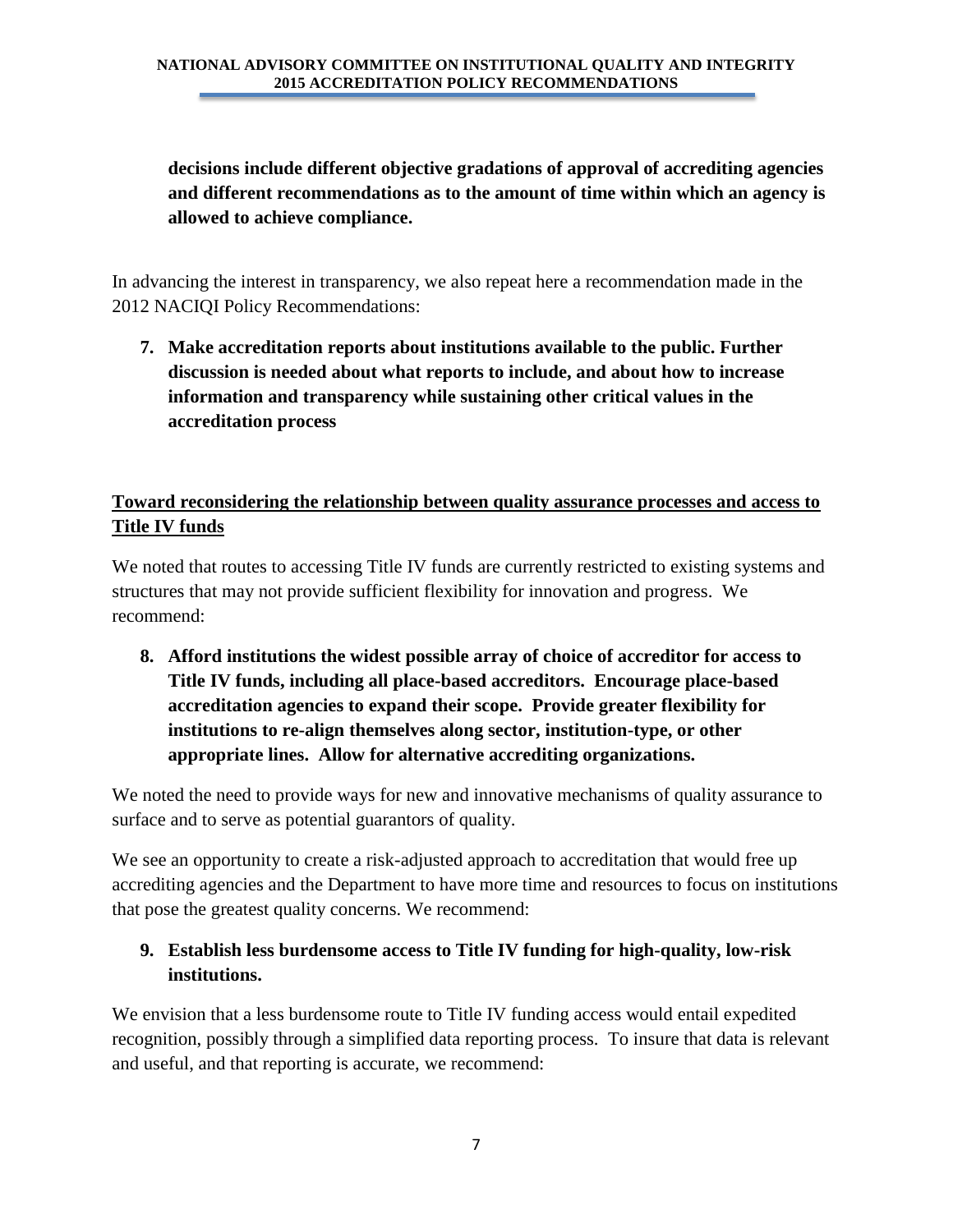**decisions include different objective gradations of approval of accrediting agencies and different recommendations as to the amount of time within which an agency is allowed to achieve compliance.**

In advancing the interest in transparency, we also repeat here a recommendation made in the 2012 NACIQI Policy Recommendations:

7. **Make accreditation reports about institutions available to the public. Further discussion is needed about what reports to include, and about how to increase information and transparency while sustaining other critical values in the accreditation process**

**<u>Toward reconsidering the relationship between quality assurance processes and access to Title IV funds</u>**

We noted that routes to accessing Title IV funds are currently restricted to existing systems and structures that may not provide sufficient flexibility for innovation and progress. We recommend:

8. **Afford institutions the widest possible array of choice of accreditor for access to Title IV funds, including all place-based accreditors. Encourage place-based accreditation agencies to expand their scope. Provide greater flexibility for institutions to re-align themselves along sector, institution-type, or other appropriate lines. Allow for alternative accrediting organizations.**

We noted the need to provide ways for new and innovative mechanisms of quality assurance to surface and to serve as potential guarantors of quality.

We see an opportunity to create a risk-adjusted approach to accreditation that would free up accrediting agencies and the Department to have more time and resources to focus on institutions that pose the greatest quality concerns. We recommend:

9. **Establish less burdensome access to Title IV funding for high-quality, low-risk institutions.**

We envision that a less burdensome route to Title IV funding access would entail expedited recognition, possibly through a simplified data reporting process. To insure that data is relevant and useful, and that reporting is accurate, we recommend: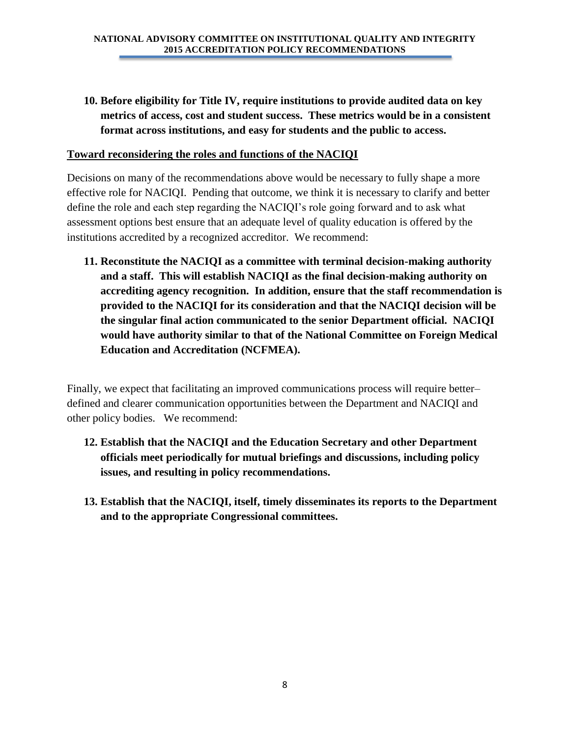10. **Before eligibility for Title IV, require institutions to provide audited data on key metrics of access, cost and student success. These metrics would be in a consistent format across institutions, and easy for students and the public to access.**

**<u>Toward reconsidering the roles and functions of the NACIQI</u>**

Decisions on many of the recommendations above would be necessary to fully shape a more effective role for NACIQI. Pending that outcome, we think it is necessary to clarify and better define the role and each step regarding the NACIQI's role going forward and to ask what assessment options best ensure that an adequate level of quality education is offered by the institutions accredited by a recognized accreditor. We recommend:

11. **Reconstitute the NACIQI as a committee with terminal decision-making authority and a staff. This will establish NACIQI as the final decision-making authority on accrediting agency recognition. In addition, ensure that the staff recommendation is provided to the NACIQI for its consideration and that the NACIQI decision will be the singular final action communicated to the senior Department official. NACIQI would have authority similar to that of the National Committee on Foreign Medical Education and Accreditation (NCFMEA).**

Finally, we expect that facilitating an improved communications process will require better–defined and clearer communication opportunities between the Department and NACIQI and other policy bodies. We recommend:

12. **Establish that the NACIQI and the Education Secretary and other Department officials meet periodically for mutual briefings and discussions, including policy issues, and resulting in policy recommendations.**

13. **Establish that the NACIQI, itself, timely disseminates its reports to the Department and to the appropriate Congressional committees.**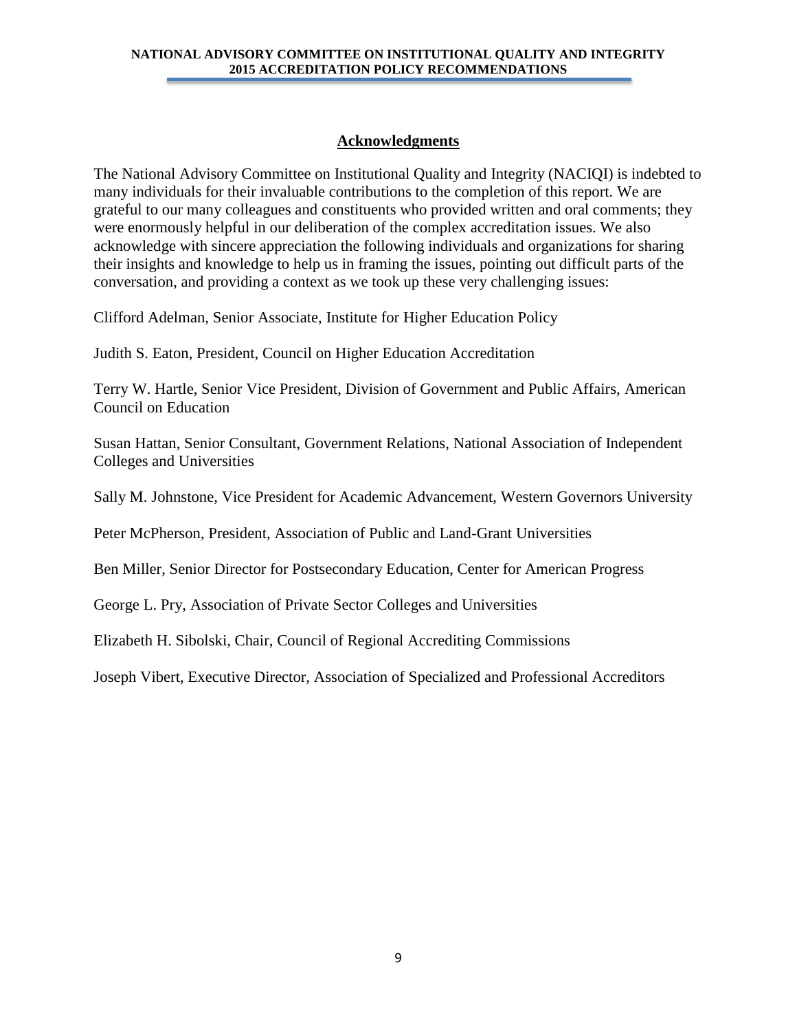## Acknowledgments

The National Advisory Committee on Institutional Quality and Integrity (NACIQI) is indebted to many individuals for their invaluable contributions to the completion of this report. We are grateful to our many colleagues and constituents who provided written and oral comments; they were enormously helpful in our deliberation of the complex accreditation issues. We also acknowledge with sincere appreciation the following individuals and organizations for sharing their insights and knowledge to help us in framing the issues, pointing out difficult parts of the conversation, and providing a context as we took up these very challenging issues:

Clifford Adelman, Senior Associate, Institute for Higher Education Policy

Judith S. Eaton, President, Council on Higher Education Accreditation

Terry W. Hartle, Senior Vice President, Division of Government and Public Affairs, American Council on Education

Susan Hattan, Senior Consultant, Government Relations, National Association of Independent Colleges and Universities

Sally M. Johnstone, Vice President for Academic Advancement, Western Governors University

Peter McPherson, President, Association of Public and Land-Grant Universities

Ben Miller, Senior Director for Postsecondary Education, Center for American Progress

George L. Pry, Association of Private Sector Colleges and Universities

Elizabeth H. Sibolski, Chair, Council of Regional Accrediting Commissions

Joseph Vibert, Executive Director, Association of Specialized and Professional Accreditors